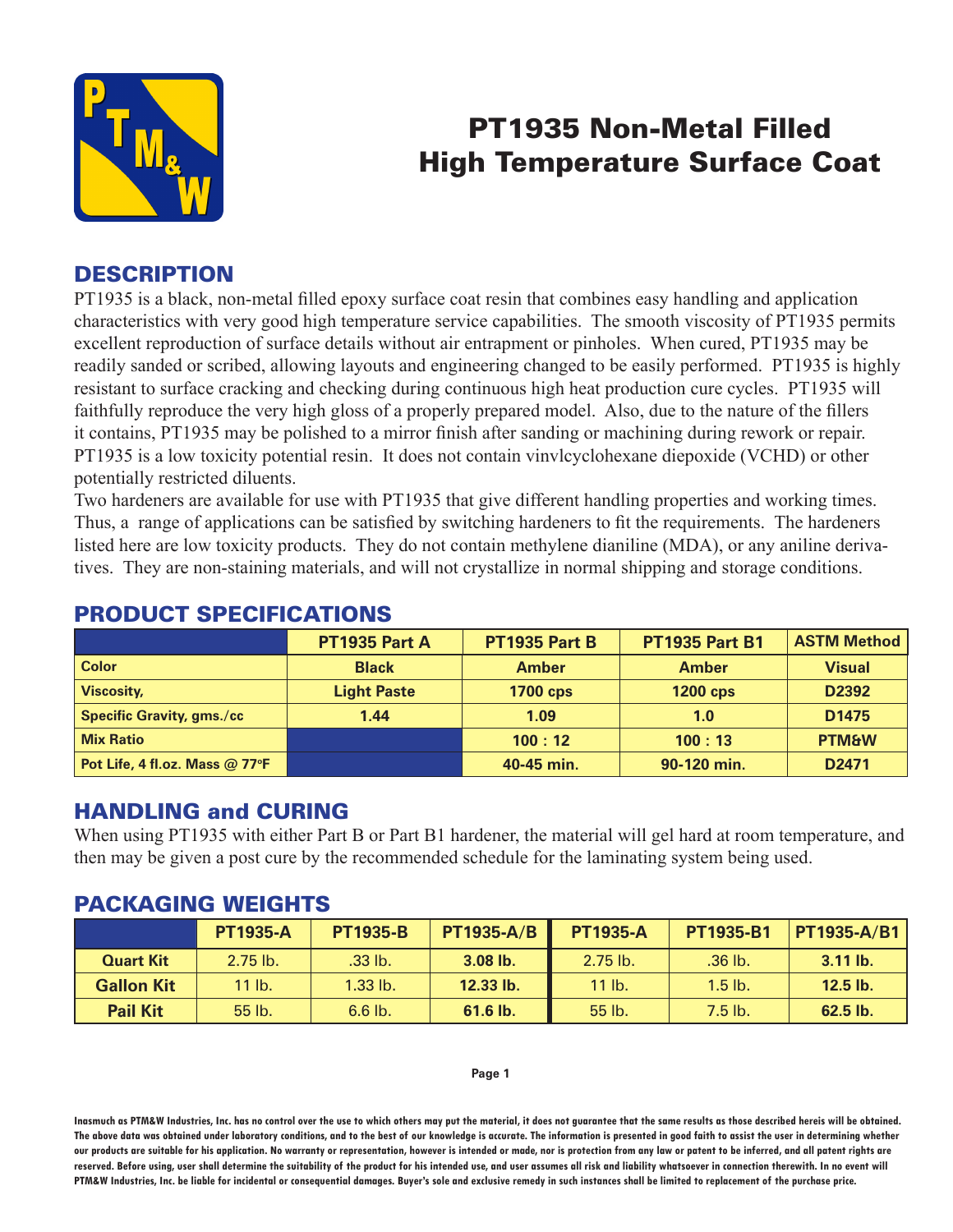# PT1935 Non-Metal Filled High Temperature Surface Coat

## DESCRIPTION

PT1935 is a black, non-metal filled epoxy surface coat resin that combines easy handling and application characteristics with very good high temperature service capabilities. The smooth viscosity of PT1935 permits excellent reproduction of surface details without air entrapment or pinholes. When cured, PT1935 may be readily sanded or scribed, allowing layouts and engineering changed to be easily performed. PT1935 is highly resistant to surface cracking and checking during continuous high heat production cure cycles. PT1935 will faithfully reproduce the very high gloss of a properly prepared model. Also, due to the nature of the fillers it contains, PT1935 may be polished to a mirror finish after sanding or machining during rework or repair. PT1935 is a low toxicity potential resin. It does not contain vinvlcyclohexane diepoxide (VCHD) or other potentially restricted diluents.

Two hardeners are available for use with PT1935 that give different handling properties and working times. Thus, a range of applications can be satisfied by switching hardeners to fit the requirements. The hardeners listed here are low toxicity products. They do not contain methylene dianiline (MDA), or any aniline derivatives. They are non-staining materials, and will not crystallize in normal shipping and storage conditions.

## PRODUCT SPECIFICATIONS

| | PT1935 Part A | PT1935 Part B | PT1935 Part B1 | ASTM Method |
|---|---|---|---|---|
| Color | Black | Amber | Amber | Visual |
| Viscosity, | Light Paste | 1700 cps | 1200 cps | D2392 |
| Specific Gravity, gms./cc | 1.44 | 1.09 | 1.0 | D1475 |
| Mix Ratio | | 100 : 12 | 100 : 13 | PTM&W |
| Pot Life, 4 fl.oz. Mass @ 77°F | | 40-45 min. | 90-120 min. | D2471 |

## HANDLING and CURING

When using PT1935 with either Part B or Part B1 hardener, the material will gel hard at room temperature, and then may be given a post cure by the recommended schedule for the laminating system being used.

## PACKAGING WEIGHTS

| | PT1935-A | PT1935-B | PT1935-A/B | PT1935-A | PT1935-B1 | PT1935-A/B1 |
|---|---|---|---|---|---|---|
| Quart Kit | 2.75 lb. | .33 lb. | **3.08 lb.** | 2.75 lb. | .36 lb. | **3.11 lb.** |
| Gallon Kit | 11 lb. | 1.33 lb. | **12.33 lb.** | 11 lb. | 1.5 lb. | **12.5 lb.** |
| Pail Kit | 55 lb. | 6.6 lb. | **61.6 lb.** | 55 lb. | 7.5 lb. | **62.5 lb.** |

Inasmuch as PTM&W Industries, Inc. has no control over the use to which others may put the material, it does not guarantee that the same results as those described hereis will be obtained. The above data was obtained under laboratory conditions, and to the best of our knowledge is accurate. The information is presented in good faith to assist the user in determining whether our products are suitable for his application. No warranty or representation, however is intended or made, nor is protection from any law or patent to be inferred, and all patent rights are reserved. Before using, user shall determine the suitability of the product for his intended use, and user assumes all risk and liability whatsoever in connection therewith. In no event will PTM&W Industries, Inc. be liable for incidental or consequential damages. Buyer's sole and exclusive remedy in such instances shall be limited to replacement of the purchase price.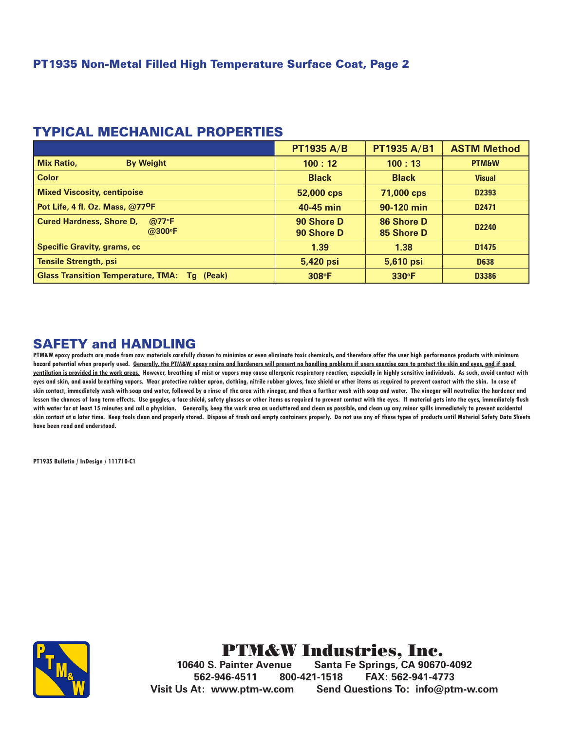## TYPICAL MECHANICAL PROPERTIES

| | PT1935 A/B | PT1935 A/B1 | ASTM Method |
|---|---|---|---|
| Mix Ratio, By Weight | 100 : 12 | 100 : 13 | PTM&W |
| Color | Black | Black | Visual |
| Mixed Viscosity, centipoise | 52,000 cps | 71,000 cps | D2393 |
| Pot Life, 4 fl. Oz. Mass, @77ºF | 40-45 min | 90-120 min | D2471 |
| Cured Hardness, Shore D, @77ºF<br>@300ºF | 90 Shore D<br>90 Shore D | 86 Shore D<br>85 Shore D | D2240 |
| Specific Gravity, grams, cc | 1.39 | 1.38 | D1475 |
| Tensile Strength, psi | 5,420 psi | 5,610 psi | D638 |
| Glass Transition Temperature, TMA: Tg (Peak) | 308ºF | 330ºF | D3386 |

## SAFETY and HANDLING

PTM&W epoxy products are made from raw materials carefully chosen to minimize or even eliminate toxic chemicals, and therefore offer the user high performance products with minimum hazard potential when properly used. Generally, the PTM&W epoxy resins and hardeners will present no handling problems if users exercise care to protect the skin and eyes, and if good ventilation is provided in the work areas. However, breathing of mist or vapors may cause allergenic respiratory reaction, especially in highly sensitive individuals. As such, avoid contact with eyes and skin, and avoid breathing vapors. Wear protective rubber apron, clothing, nitrile rubber gloves, face shield or other items as required to prevent contact with the skin. In case of skin contact, immediately wash with soap and water, followed by a rinse of the area with vinegar, and then a further wash with soap and water. The vinegar will neutralize the hardener and lessen the chances of long term effects. Use goggles, a face shield, safety glasses or other items as required to prevent contact with the eyes. If material gets into the eyes, immediately flush with water for at least 15 minutes and call a physician. Generally, keep the work area as uncluttered and clean as possible, and clean up any minor spills immediately to prevent accidental skin contact at a later time. Keep tools clean and properly stored. Dispose of trash and empty containers properly. Do not use any of these types of products until Material Safety Data Sheets have been read and understood.

PT1935 Bulletin / InDesign / 111710-C1

**PTM&W Industries, Inc.**

10640 S. Painter Avenue Santa Fe Springs, CA 90670-4092
562-946-4511 800-421-1518 FAX: 562-941-4773
Visit Us At: www.ptm-w.com Send Questions To: info@ptm-w.com